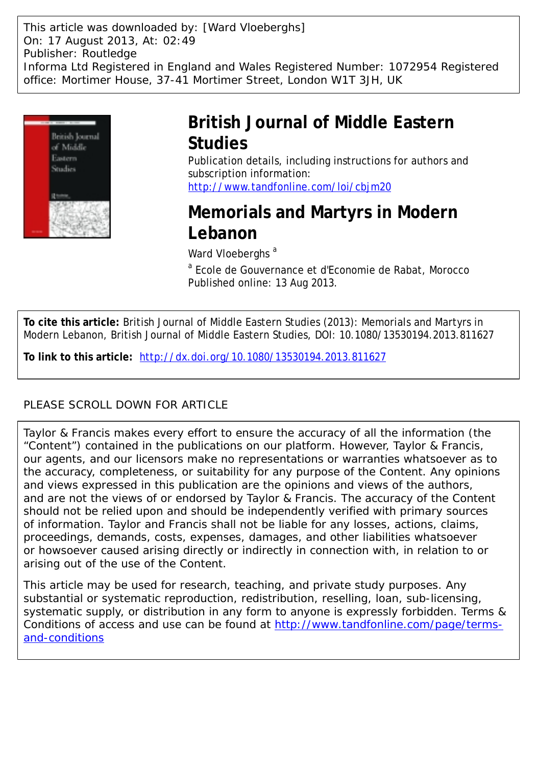This article was downloaded by: [Ward Vloeberghs]
On: 17 August 2013, At: 02:49
Publisher: Routledge
Informa Ltd Registered in England and Wales Registered Number: 1072954 Registered office: Mortimer House, 37-41 Mortimer Street, London W1T 3JH, UK

# British Journal of Middle Eastern Studies

Publication details, including instructions for authors and subscription information:
http://www.tandfonline.com/loi/cbjm20

# Memorials and Martyrs in Modern Lebanon

Ward Vloeberghs [a]

[a] Ecole de Gouvernance et d'Economie de Rabat, Morocco

Published online: 13 Aug 2013.

**To cite this article:** British Journal of Middle Eastern Studies (2013): Memorials and Martyrs in Modern Lebanon, British Journal of Middle Eastern Studies, DOI: 10.1080/13530194.2013.811627

**To link to this article:** http://dx.doi.org/10.1080/13530194.2013.811627

PLEASE SCROLL DOWN FOR ARTICLE

Taylor & Francis makes every effort to ensure the accuracy of all the information (the "Content") contained in the publications on our platform. However, Taylor & Francis, our agents, and our licensors make no representations or warranties whatsoever as to the accuracy, completeness, or suitability for any purpose of the Content. Any opinions and views expressed in this publication are the opinions and views of the authors, and are not the views of or endorsed by Taylor & Francis. The accuracy of the Content should not be relied upon and should be independently verified with primary sources of information. Taylor and Francis shall not be liable for any losses, actions, claims, proceedings, demands, costs, expenses, damages, and other liabilities whatsoever or howsoever caused arising directly or indirectly in connection with, in relation to or arising out of the use of the Content.

This article may be used for research, teaching, and private study purposes. Any substantial or systematic reproduction, redistribution, reselling, loan, sub-licensing, systematic supply, or distribution in any form to anyone is expressly forbidden. Terms & Conditions of access and use can be found at http://www.tandfonline.com/page/terms-and-conditions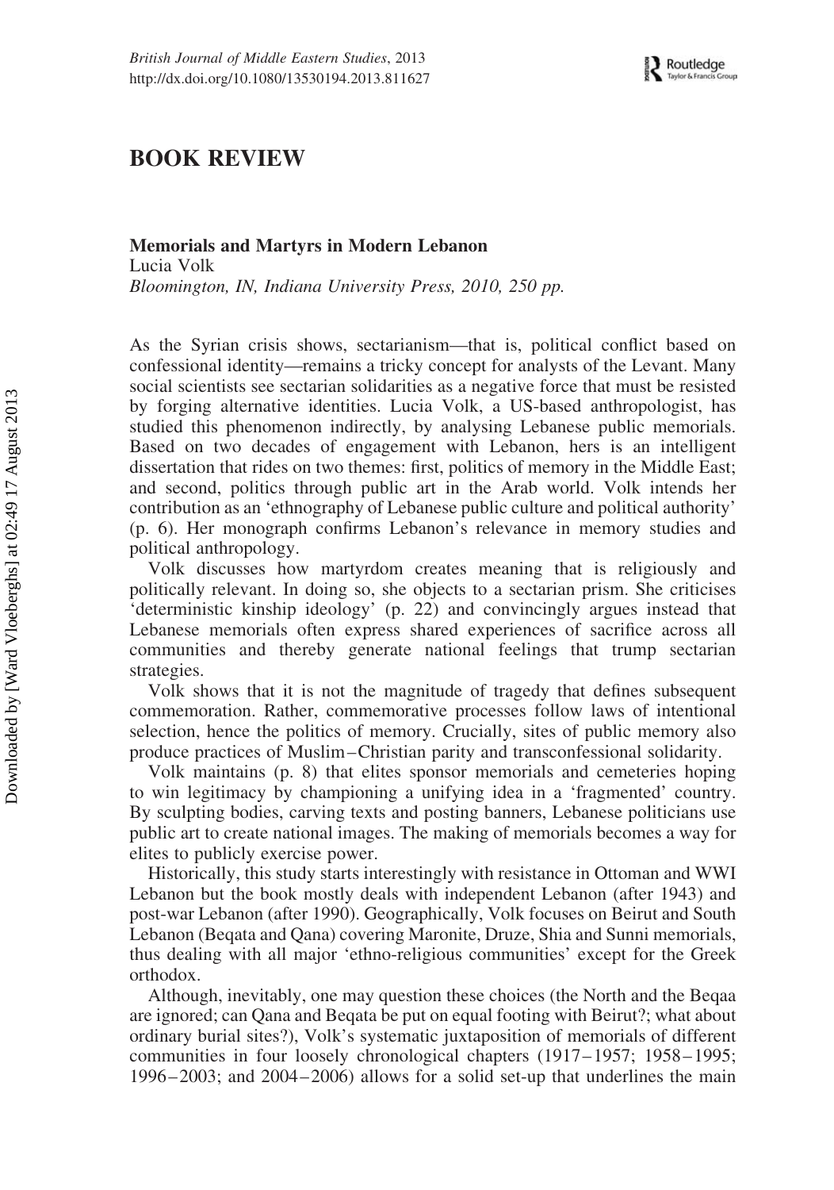## BOOK REVIEW

**Memorials and Martyrs in Modern Lebanon**
Lucia Volk
*Bloomington, IN, Indiana University Press, 2010, 250 pp.*

As the Syrian crisis shows, sectarianism—that is, political conflict based on confessional identity—remains a tricky concept for analysts of the Levant. Many social scientists see sectarian solidarities as a negative force that must be resisted by forging alternative identities. Lucia Volk, a US-based anthropologist, has studied this phenomenon indirectly, by analysing Lebanese public memorials. Based on two decades of engagement with Lebanon, hers is an intelligent dissertation that rides on two themes: first, politics of memory in the Middle East; and second, politics through public art in the Arab world. Volk intends her contribution as an 'ethnography of Lebanese public culture and political authority' (p. 6). Her monograph confirms Lebanon's relevance in memory studies and political anthropology.

Volk discusses how martyrdom creates meaning that is religiously and politically relevant. In doing so, she objects to a sectarian prism. She criticises 'deterministic kinship ideology' (p. 22) and convincingly argues instead that Lebanese memorials often express shared experiences of sacrifice across all communities and thereby generate national feelings that trump sectarian strategies.

Volk shows that it is not the magnitude of tragedy that defines subsequent commemoration. Rather, commemorative processes follow laws of intentional selection, hence the politics of memory. Crucially, sites of public memory also produce practices of Muslim–Christian parity and transconfessional solidarity.

Volk maintains (p. 8) that elites sponsor memorials and cemeteries hoping to win legitimacy by championing a unifying idea in a 'fragmented' country. By sculpting bodies, carving texts and posting banners, Lebanese politicians use public art to create national images. The making of memorials becomes a way for elites to publicly exercise power.

Historically, this study starts interestingly with resistance in Ottoman and WWI Lebanon but the book mostly deals with independent Lebanon (after 1943) and post-war Lebanon (after 1990). Geographically, Volk focuses on Beirut and South Lebanon (Beqata and Qana) covering Maronite, Druze, Shia and Sunni memorials, thus dealing with all major 'ethno-religious communities' except for the Greek orthodox.

Although, inevitably, one may question these choices (the North and the Beqaa are ignored; can Qana and Beqata be put on equal footing with Beirut?; what about ordinary burial sites?), Volk's systematic juxtaposition of memorials of different communities in four loosely chronological chapters (1917–1957; 1958–1995; 1996–2003; and 2004–2006) allows for a solid set-up that underlines the main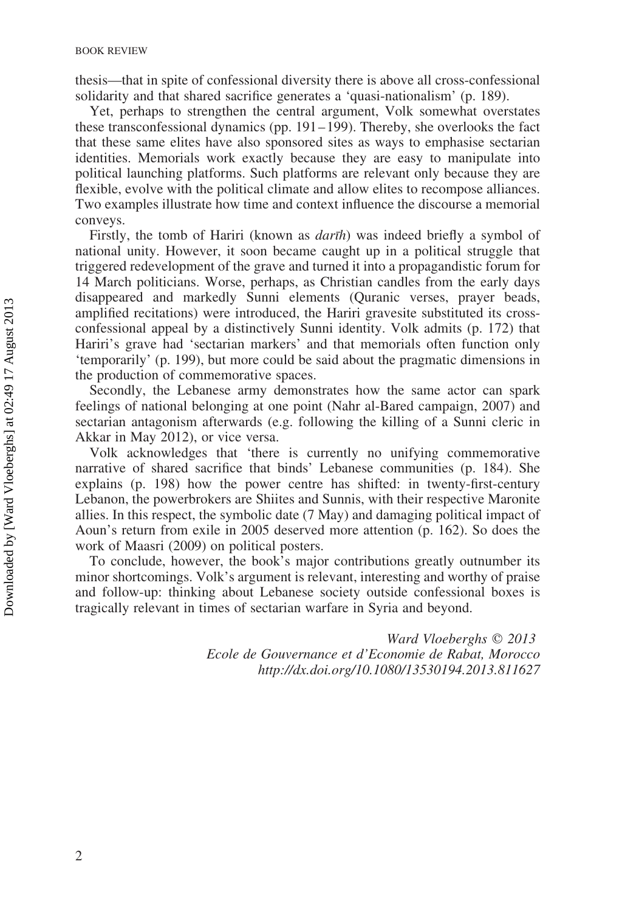thesis—that in spite of confessional diversity there is above all cross-confessional solidarity and that shared sacrifice generates a 'quasi-nationalism' (p. 189).

Yet, perhaps to strengthen the central argument, Volk somewhat overstates these transconfessional dynamics (pp. 191–199). Thereby, she overlooks the fact that these same elites have also sponsored sites as ways to emphasise sectarian identities. Memorials work exactly because they are easy to manipulate into political launching platforms. Such platforms are relevant only because they are flexible, evolve with the political climate and allow elites to recompose alliances. Two examples illustrate how time and context influence the discourse a memorial conveys.

Firstly, the tomb of Hariri (known as *darīh*) was indeed briefly a symbol of national unity. However, it soon became caught up in a political struggle that triggered redevelopment of the grave and turned it into a propagandistic forum for 14 March politicians. Worse, perhaps, as Christian candles from the early days disappeared and markedly Sunni elements (Quranic verses, prayer beads, amplified recitations) were introduced, the Hariri gravesite substituted its cross-confessional appeal by a distinctively Sunni identity. Volk admits (p. 172) that Hariri's grave had 'sectarian markers' and that memorials often function only 'temporarily' (p. 199), but more could be said about the pragmatic dimensions in the production of commemorative spaces.

Secondly, the Lebanese army demonstrates how the same actor can spark feelings of national belonging at one point (Nahr al-Bared campaign, 2007) and sectarian antagonism afterwards (e.g. following the killing of a Sunni cleric in Akkar in May 2012), or vice versa.

Volk acknowledges that 'there is currently no unifying commemorative narrative of shared sacrifice that binds' Lebanese communities (p. 184). She explains (p. 198) how the power centre has shifted: in twenty-first-century Lebanon, the powerbrokers are Shiites and Sunnis, with their respective Maronite allies. In this respect, the symbolic date (7 May) and damaging political impact of Aoun's return from exile in 2005 deserved more attention (p. 162). So does the work of Maasri (2009) on political posters.

To conclude, however, the book's major contributions greatly outnumber its minor shortcomings. Volk's argument is relevant, interesting and worthy of praise and follow-up: thinking about Lebanese society outside confessional boxes is tragically relevant in times of sectarian warfare in Syria and beyond.

*Ward Vloeberghs © 2013*
*Ecole de Gouvernance et d'Economie de Rabat, Morocco*
*http://dx.doi.org/10.1080/13530194.2013.811627*